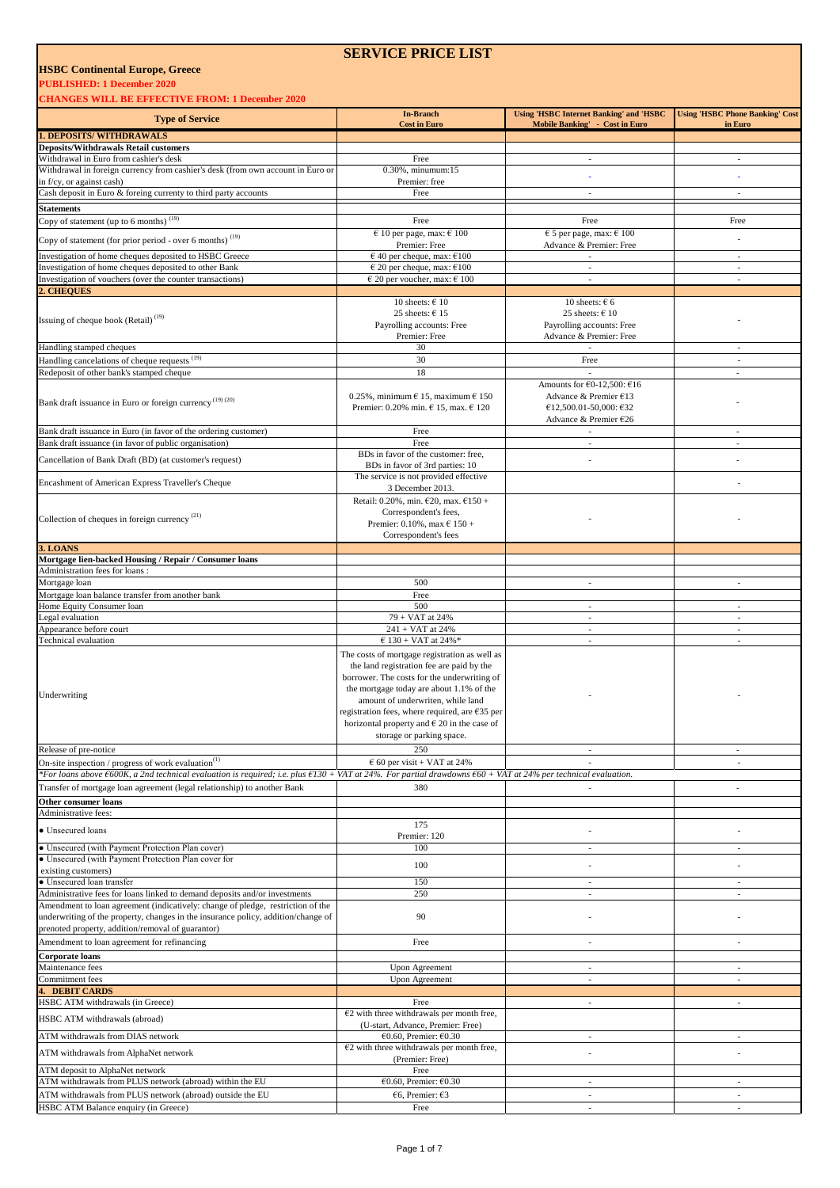# SERVICE PRICE LIST

**HSBC Continental Europe, Greece**

**PUBLISHED: 1 December 2020**

**CHANGES WILL BE EFFECTIVE FROM: 1 December 2020**

| Type of Service | In-Branch Cost in Euro | Using 'HSBC Internet Banking' and 'HSBC Mobile Banking' - Cost in Euro | Using 'HSBC Phone Banking' Cost in Euro |
|---|---|---|---|
| **1. DEPOSITS/ WITHDRAWALS** | | | |
| **Deposits/Withdrawals Retail customers** | | | |
| Withdrawal in Euro from cashier's desk | Free | - | - |
| Withdrawal in foreign currency from cashier's desk (from own account in Euro or in f/cy, or against cash) | 0.30%, minumum:15<br>Premier: free | - | - |
| Cash deposit in Euro & foreing currency to third party accounts | Free | - | - |
| **Statements** | | | |
| Copy of statement (up to 6 months) [19] | Free | Free | Free |
| Copy of statement (for prior period - over 6 months) [19] | € 10 per page, max: € 100<br>Premier: Free | € 5 per page, max: € 100<br>Advance & Premier: Free | - |
| Investigation of home cheques deposited to HSBC Greece | € 40 per cheque, max: €100 | - | - |
| Investigation of home cheques deposited to other Bank | € 20 per cheque, max: €100 | - | - |
| Investigation of vouchers (over the counter transactions) | € 20 per voucher, max: € 100 | - | - |
| **2. CHEQUES** | | | |
| Issuing of cheque book (Retail) [19] | 10 sheets: € 10<br>25 sheets: € 15<br>Payrolling accounts: Free<br>Premier: Free | 10 sheets: € 6<br>25 sheets: € 10<br>Payrolling accounts: Free<br>Advance & Premier: Free | - |
| Handling stamped cheques | 30 | - | - |
| Handling cancelations of cheque requests [19] | 30 | Free | - |
| Redeposit of other bank's stamped cheque | 18 | - | - |
| Bank draft issuance in Euro or foreign currency [19] [20] | 0.25%, minimum € 15, maximum € 150<br>Premier: 0.20% min. € 15, max. € 120 | Amounts for €0-12,500: €16<br>Advance & Premier €13<br>€12,500.01-50,000: €32<br>Advance & Premier €26 | - |
| Bank draft issuance in Euro (in favor of the ordering customer) | Free | - | - |
| Bank draft issuance (in favor of public organisation) | Free | - | - |
| Cancellation of Bank Draft (BD) (at customer's request) | BDs in favor of the customer: free,<br>BDs in favor of 3rd parties: 10 | - | - |
| Encashment of American Express Traveller's Cheque | The service is not provided effective 3 December 2013. | | - |
| Collection of cheques in foreign currency [21] | Retail: 0.20%, min. €20, max. €150 + Correspondent's fees,<br>Premier: 0.10%, max € 150 + Correspondent's fees | - | - |
| **3. LOANS** | | | |
| **Mortgage lien-backed Housing / Repair / Consumer loans** | | | |
| Administration fees for loans : | | | |
| Mortgage loan | 500 | - | - |
| Mortgage loan balance transfer from another bank | Free | | |
| Home Equity Consumer loan | 500 | - | - |
| Legal evaluation | 79 + VAT at 24% | - | - |
| Appearance before court | 241 + VAT at 24% | - | - |
| Technical evaluation | € 130 + VAT at 24%* | - | - |
| Underwriting | The costs of mortgage registration as well as the land registration fee are paid by the borrower. The costs for the underwriting of the mortgage today are about 1.1% of the amount of underwriten, while land registration fees, where required, are €35 per horizontal property and € 20 in the case of storage or parking space. | - | - |
| Release of pre-notice | 250 | - | - |
| On-site inspection / progress of work evaluation[1] | € 60 per visit + VAT at 24% | - | - |
| *\*For loans above €600K, a 2nd technical evaluation is required; i.e. plus €130 + VAT at 24%. For partial drawdowns €60 + VAT at 24% per technical evaluation.* | | | |
| Transfer of mortgage loan agreement (legal relationship) to another Bank | 380 | - | - |
| **Other consumer loans** | | | |
| Administrative fees: | | | |
| • Unsecured loans | 175<br>Premier: 120 | - | - |
| • Unsecured (with Payment Protection Plan cover) | 100 | - | - |
| • Unsecured (with Payment Protection Plan cover for existing customers) | 100 | - | - |
| • Unsecured loan transfer | 150 | - | - |
| Administrative fees for loans linked to demand deposits and/or investments | 250 | - | - |
| Amendment to loan agreement (indicatively: change of pledge, restriction of the underwriting of the property, changes in the insurance policy, addition/change of prenoted property, addition/removal of guarantor) | 90 | - | - |
| Amendment to loan agreement for refinancing | Free | - | - |
| **Corporate loans** | | | |
| Maintenance fees | Upon Agreement | - | - |
| Commitment fees | Upon Agreement | - | - |
| **4. DEBIT CARDS** | | | |
| HSBC ATM withdrawals (in Greece) | Free | - | - |
| HSBC ATM withdrawals (abroad) | €2 with three withdrawals per month free, (U-start, Advance, Premier: Free) | | |
| ATM withdrawals from DIAS network | €0.60, Premier: €0.30 | - | - |
| ATM withdrawals from AlphaNet network | €2 with three withdrawals per month free, (Premier: Free) | - | - |
| ATM deposit to AlphaNet network | Free | | |
| ATM withdrawals from PLUS network (abroad) within the EU | €0.60, Premier: €0.30 | - | - |
| ATM withdrawals from PLUS network (abroad) outside the EU | €6, Premier: €3 | - | - |
| HSBC ATM Balance enquiry (in Greece) | Free | - | - |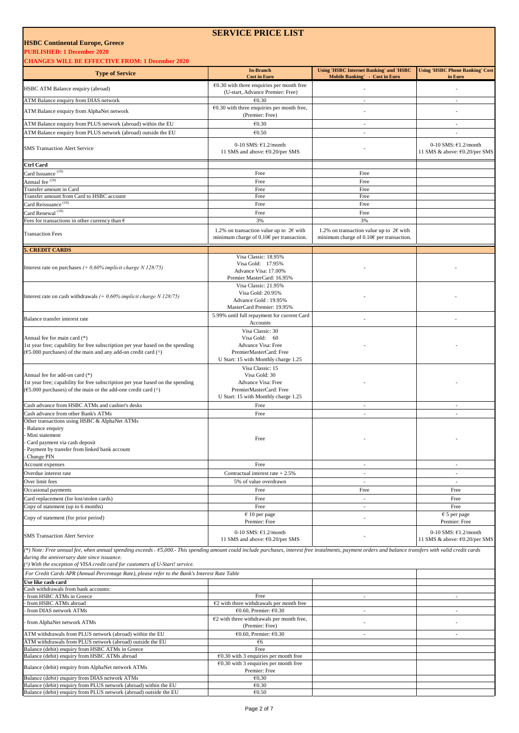# SERVICE PRICE LIST

**HSBC Continental Europe, Greece**

**PUBLISHED: 1 December 2020**

**CHANGES WILL BE EFFECTIVE FROM: 1 December 2020**

| Type of Service | In-Branch Cost in Euro | Using 'HSBC Internet Banking' and 'HSBC Mobile Banking' - Cost in Euro | Using 'HSBC Phone Banking' Cost in Euro |
|---|---|---|---|
| HSBC ATM Balance enquiry (abroad) | €0.30 with three enquiries per month free (U-start, Advance Premier: Free) | - | - |
| ATM Balance enquiry from DIAS network | €0.30 | - | - |
| ATM Balance enquiry from AlphaNet network | €0.30 with three enquiries per month free, (Premier: Free) | - | - |
| ATM Balance enquiry from PLUS network (abroad) within the EU | €0.30 | - | - |
| ATM Balance enquiry from PLUS network (abroad) outside the EU | €0.50 | - | - |
| SMS Transaction Alert Service | 0-10 SMS: €1.2/month<br>11 SMS and above: €0.20/per SMS | - | 0-10 SMS: €1.2/month<br>11 SMS & above: €0.20/per SMS |
| **Ctrl Card** | | | |
| Card Issuance [19] | Free | Free | |
| Annual fee [19] | Free | Free | |
| Transfer amount in Card | Free | Free | |
| Transfer amount from Card to HSBC account | Free | Free | |
| Card Reissuance [19] | Free | Free | |
| Card Renewal [19] | Free | Free | |
| Fees for transactions in other currency than € | 3% | 3% | |
| Transaction Fees | 1.2% on transaction value up to 2€ with minimum charge of 0.10€ per transaction. | 1.2% on transaction value up to 2€ with minimum charge of 0.10€ per transaction. | |
| **5. CREDIT CARDS** | | | |
| Interest rate on purchases *(+ 0,60% implicit charge N 128/75)* | Visa Classic: 18.95%<br>Visa Gold: 17.95%<br>Advance Visa: 17.00%<br>Premier MasterCard: 16.95% | - | - |
| Interest rate on cash withdrawals *(+ 0,60% implicit charge N 128/75)* | Visa Classic: 21.95%<br>Visa Gold: 20.95%<br>Advance Gold : 19.95%<br>MasterCard Premier: 19.95% | - | - |
| Balance transfer interest rate | 5.99% until full repayment for current Card Accounts | - | - |
| Annual fee for main card (*)<br>1st year free; capability for free subscription per year based on the spending (€5.000 purchases) of the main and any add-on credit card (^) | Visa Classic: 30<br>Visa Gold: 60<br>Advance Visa: Free<br>PremierMasterCard: Free<br>U Start: 15 with Monthly charge 1.25 | - | - |
| Annual fee for add-on card (*)<br>1st year free; capability for free subscription per year based on the spending (€5.000 purchases) of the main or the add-one credit card (^) | Visa Classic: 15<br>Visa Gold: 30<br>Advance Visa: Free<br>PremierMasterCard: Free<br>U Start: 15 with Monthly charge 1.25 | - | - |
| Cash advance from HSBC ATMs and cashier's desks | Free | - | - |
| Cash advance from other Bank's ATMs | Free | - | - |
| Other transactions using HSBC & AlphaNet ATMs<br>- Balance enquiry<br>- Mini statement<br>- Card payment via cash deposit<br>- Payment by transfer from linked bank account<br>- Change PIN | Free | - | - |
| Account expenses | Free | - | - |
| Overdue interest rate | Contractual interest rate + 2.5% | - | - |
| Over limit fees | 5% of value overdrawn | - | - |
| Occasional payments | Free | Free | Free |
| Card replacement (for lost/stolen cards) | Free | - | Free |
| Copy of statement (up to 6 months) | Free | - | Free |
| Copy of statement (for prior period) | € 10 per page<br>Premier: Free | - | € 5 per page<br>Premier: Free |
| SMS Transaction Alert Service | 0-10 SMS: €1.2/month<br>11 SMS and above: €0.20/per SMS | - | 0-10 SMS: €1.2/month<br>11 SMS & above: €0.20/per SMS |

*(*) Note: Free annual fee, when annual spending exceeds - €5,000.- This spending amount could include purchases, interest free instalments, payment orders and balance transfers with valid credit cards during the anniversary date since issuance.*

*(^) With the exception of VISA credit card for customers of U-Start! service.*

*For Credit Cards APR (Annual Percentage Rate), please refer to the Bank's Interest Rate Table*

| Type of Service | In-Branch Cost in Euro | Using 'HSBC Internet Banking' and 'HSBC Mobile Banking' - Cost in Euro | Using 'HSBC Phone Banking' Cost in Euro |
|---|---|---|---|
| **Use like cash card** | | | |
| Cash withdrawals from bank accounts: | | | |
| - from HSBC ATMs in Greece | Free | - | - |
| - from HSBC ATMs abroad | €2 with three withdrawals per month free | | |
| - from DIAS network ATMs | €0.60, Premier: €0.30 | - | - |
| - from AlphaNet network ATMs | €2 with three withdrawals per month free, (Premier: Free) | - | - |
| ATM withdrawals from PLUS network (abroad) within the EU | €0.60, Premier: €0.30 | - | - |
| ATM withdrawals from PLUS network (abroad) outside the EU | €6 | | |
| Balance (debit) enquiry from HSBC ATMs in Greece | Free | | |
| Balance (debit) enquiry from HSBC ATMs abroad | €0.30 with 3 enquiries per month free | | |
| Balance (debit) enquiry from AlphaNet network ATMs | €0.30 with 3 enquiries per month free<br>Premier: Free | | |
| Balance (debit) enquiry from DIAS network ATMs | €0,30 | | |
| Balance (debit) enquiry from PLUS network (abroad) within the EU | €0.30 | | |
| Balance (debit) enquiry from PLUS network (abroad) outside the EU | €0.50 | | |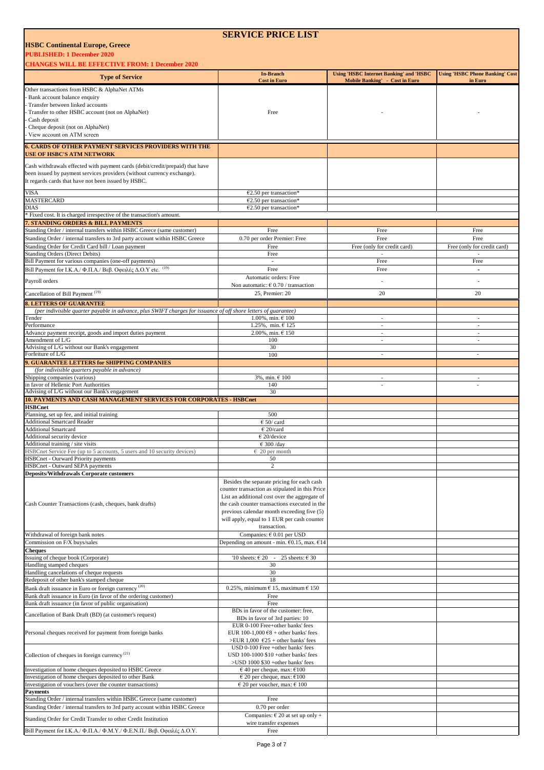# SERVICE PRICE LIST

**HSBC Continental Europe, Greece**

**PUBLISHED: 1 December 2020**

**CHANGES WILL BE EFFECTIVE FROM: 1 December 2020**

| Type of Service | In-Branch Cost in Euro | Using 'HSBC Internet Banking' and 'HSBC Mobile Banking' - Cost in Euro | Using 'HSBC Phone Banking' Cost in Euro |
|---|---|---|---|
| Other transactions from HSBC & AlphaNet ATMs<br>- Bank account balance enquiry<br>- Transfer between linked accounts<br>- Transfer to other HSBC account (not on AlphaNet)<br>- Cash deposit<br>- Cheque deposit (not on AlphaNet)<br>- View account on ATM screen | Free | - | - |
| **6. CARDS OF OTHER PAYMENT SERVICES PROVIDERS WITH THE USE OF HSBC'S ATM NETWORK** | | | |
| Cash withdrawals effected with payment cards (debit/credit/prepaid) that have been issued by payment services providers (without currency exchange). It regards cards that have not been issued by HSBC. | | | |
| VISA | €2.50 per transaction* | | |
| MASTERCARD | €2.50 per transaction* | | |
| DIAS | €2.50 per transaction* | | |
| * Fixed cost. It is charged irrespective of the transaction's amount. | | | |
| **7. STANDING ORDERS & BILL PAYMENTS** | | | |
| Standing Order / internal transfers within HSBC Greece (same customer) | Free | Free | Free |
| Standing Order / internal transfers to 3rd party account within HSBC Greece | 0.70 per order Premier: Free | Free | Free |
| Standing Order for Credit Card bill / Loan payment | Free | Free (only for credit card) | Free (only for credit card) |
| Standing Orders (Direct Debits) | Free | - | - |
| Bill Payment for various companies (one-off payments) | - | Free | Free |
| Bill Payment for I.K.A./ Φ.Π.Α./ Βεβ. Οφειλές Δ.Ο.Υ etc. [19] | Free | Free | - |
| Payroll orders | Automatic orders: Free<br>Non automatic: € 0.70 / transaction | - | - |
| Cancellation of Bill Payment [19] | 25, Premier: 20 | 20 | 20 |
| **8. LETTERS OF GUARANTEE** | | | |
| *(per indivisible quarter payable in advance, plus SWIFT charges for issuance of off shore letters of guarantee)* | | | |
| Tender | 1.00%, min. € 100 | - | - |
| Performance | 1.25%, min. € 125 | - | - |
| Advance payment receipt, goods and import duties payment | 2.00%, min. € 150 | - | - |
| Amendment of L/G | 100 | - | - |
| Advising of L/G without our Bank's engagement | 30 | | |
| Forfeiture of L/G | 100 | - | - |
| **9. GUARANTEE LETTERS for SHIPPING COMPANIES** | | | |
| *(for indivisible quarters payable in advance)* | | | |
| Shipping companies (various) | 3%, min. € 100 | - | - |
| in favor of Hellenic Port Authorities | 140 | - | - |
| Advising of L/G without our Bank's engagement | 30 | | |
| **10. PAYMENTS AND CASH MANAGEMENT SERVICES FOR CORPORATES - HSBCnet** | | | |
| **HSBCnet** | | | |
| Planning, set up fee, and initial training | 500 | | |
| Additional Smartcard Reader | € 50/ card | | |
| Additional Smartcard | € 20/card | | |
| Additional security device | € 20/device | | |
| Additional training / site visits | € 300 /day | | |
| HSBCnet Service Fee (up to 5 accounts, 5 users and 10 security devices) | € 20 per month | | |
| HSBCnet - Ourward Priority payments | 50 | | |
| HSBCnet - Outward SEPA payments | 2 | | |
| **Deposits/Withdrawals Corporate customers** | | | |
| Cash Counter Transactions (cash, cheques, bank drafts) | Besides the separate pricing for each cash counter transaction as stipulated in this Price List an additional cost over the aggregate of the cash counter transactions executed in the previous calendar month exceeding five (5) will apply, equal to 1 EUR per cash counter transaction. | | |
| Withdrawal of foreign bank notes | Companies: € 0.01 per USD | | |
| Commission on F/X buys/sales | Depending on amount - min. €0.15, max. €14 | | |
| **Cheques** | | | |
| Issuing of cheque book (Corporate) | '10 sheets: € 20 - 25 sheets: € 30 | | |
| Handling stamped cheques | 30 | | |
| Handling cancelations of cheque requests | 30 | | |
| Redeposit of other bank's stamped cheque | 18 | | |
| Bank draft issuance in Euro or foreign currency [20] | 0.25%, minimum € 15, maximum € 150 | | |
| Bank draft issuance in Euro (in favor of the ordering customer) | Free | | |
| Bank draft issuance (in favor of public organisation) | Free | | |
| Cancellation of Bank Draft (BD) (at customer's request) | BDs in favor of the customer: free,<br>BDs in favor of 3rd parties: 10 | | |
| Personal cheques received for payment from foreign banks | EUR 0-100 Free+other banks' fees<br>EUR 100-1,000 €8 + other banks' fees<br>>EUR 1,000 €25 + other banks' fees | | |
| Collection of cheques in foreign currency [21] | USD 0-100 Free +other banks' fees<br>USD 100-1000 $10 +other banks' fees<br>>USD 1000 $30 +other banks' fees | | |
| Investigation of home cheques deposited to HSBC Greece | € 40 per cheque, max: €100 | | |
| Investigation of home cheques deposited to other Bank | € 20 per cheque, max: €100 | | |
| Investigation of vouchers (over the counter transactions) | € 20 per voucher, max: € 100 | | |
| **Payments** | | | |
| Standing Order / internal transfers within HSBC Greece (same customer) | Free | | |
| Standing Order / internal transfers to 3rd party account within HSBC Greece | 0.70 per order | | |
| Standing Order for Credit Transfer to other Credit Institution | Companies: € 20 at set up only + wire transfer expenses | | |
| Bill Payment for I.K.A./ Φ.Π.Α./ Φ.Μ.Υ./ Φ.Ε.Ν.Π./ Βεβ. Οφειλές Δ.Ο.Υ. | Free | | |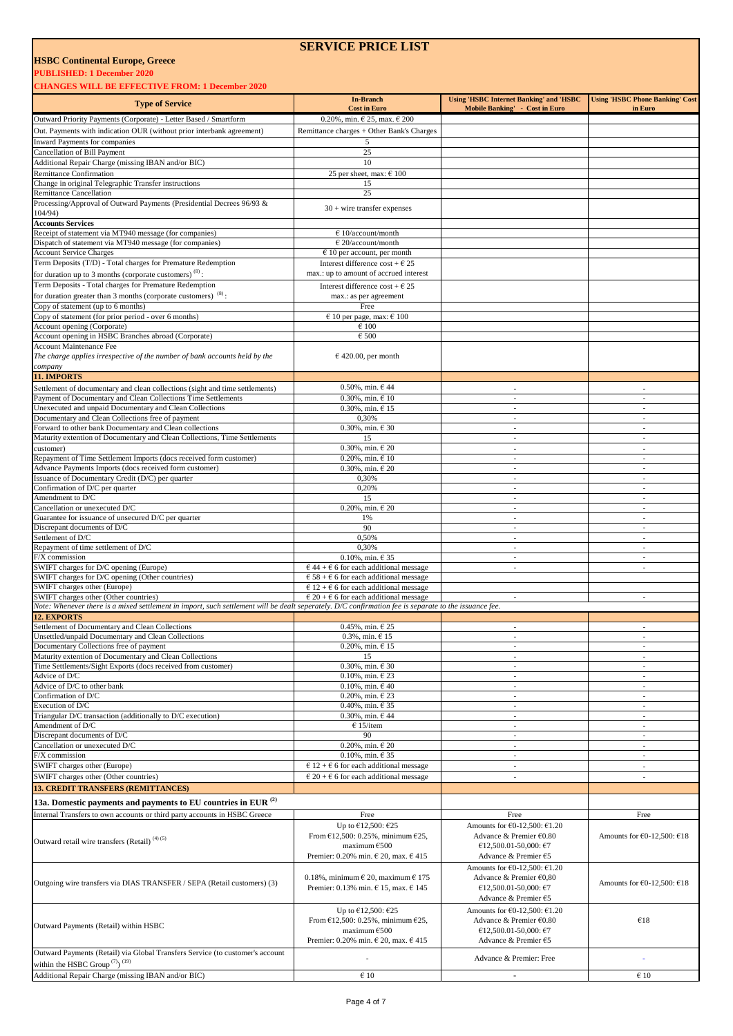# SERVICE PRICE LIST

**HSBC Continental Europe, Greece**

**PUBLISHED: 1 December 2020**

**CHANGES WILL BE EFFECTIVE FROM: 1 December 2020**

| Type of Service | In-Branch Cost in Euro | Using 'HSBC Internet Banking' and 'HSBC Mobile Banking' - Cost in Euro | Using 'HSBC Phone Banking' Cost in Euro |
|---|---|---|---|
| Outward Priority Payments (Corporate) - Letter Based / Smartform | 0.20%, min. € 25, max. € 200 | | |
| Out. Payments with indication OUR (without prior interbank agreement) | Remittance charges + Other Bank's Charges | | |
| Inward Payments for companies | 5 | | |
| Cancellation of Bill Payment | 25 | | |
| Additional Repair Charge (missing IBAN and/or BIC) | 10 | | |
| Remittance Confirmation | 25 per sheet, max: € 100 | | |
| Change in original Telegraphic Transfer instructions | 15 | | |
| Remittance Cancellation | 25 | | |
| Processing/Approval of Outward Payments (Presidential Decrees 96/93 & 104/94) | 30 + wire transfer expenses | | |
| **Accounts Services** | | | |
| Receipt of statement via MT940 message (for companies) | € 10/account/month | | |
| Dispatch of statement via MT940 message (for companies) | € 20/account/month | | |
| Account Service Charges | € 10 per account, per month | | |
| Term Deposits (T/D) - Total charges for Premature Redemption for duration up to 3 months (corporate customers) [8]: | Interest difference cost + € 25 max.: up to amount of accrued interest | | |
| Term Deposits - Total charges for Premature Redemption for duration greater than 3 months (corporate customers) [8]: | Interest difference cost + € 25 max.: as per agreement | | |
| Copy of statement (up to 6 months) | Free | | |
| Copy of statement (for prior period - over 6 months) | € 10 per page, max: € 100 | | |
| Account opening (Corporate) | € 100 | | |
| Account opening in HSBC Branches abroad (Corporate) | € 500 | | |
| Account Maintenance Fee *The charge applies irrespective of the number of bank accounts held by the company* | € 420.00, per month | | |
| **11. IMPORTS** | | | |
| Settlement of documentary and clean collections (sight and time settlements) | 0.50%, min. € 44 | - | - |
| Payment of Documentary and Clean Collections Time Settlements | 0.30%, min. € 10 | - | - |
| Unexecuted and unpaid Documentary and Clean Collections | 0.30%, min. € 15 | - | - |
| Documentary and Clean Collections free of payment | 0,30% | - | - |
| Forward to other bank Documentary and Clean collections | 0.30%, min. € 30 | - | - |
| Maturity extention of Documentary and Clean Collections, Time Settlements | 15 | - | - |
| customer) | 0.30%, min. € 20 | - | - |
| Repayment of Time Settlement Imports (docs received form customer) | 0.20%, min. € 10 | - | - |
| Advance Payments Imports (docs received form customer) | 0.30%, min. € 20 | - | - |
| Issuance of Documentary Credit (D/C) per quarter | 0,30% | - | - |
| Confirmation of D/C per quarter | 0,20% | - | - |
| Amendment to D/C | 15 | - | - |
| Cancellation or unexecuted D/C | 0.20%, min. € 20 | - | - |
| Guarantee for issuance of unsecured D/C per quarter | 1% | - | - |
| Discrepant documents of D/C | 90 | - | - |
| Settlement of D/C | 0,50% | - | - |
| Repayment of time settlement of D/C | 0,30% | - | - |
| F/X commission | 0.10%, min. € 35 | - | - |
| SWIFT charges for D/C opening (Europe) | € 44 + € 6 for each additional message | - | - |
| SWIFT charges for D/C opening (Other countries) | € 58 + € 6 for each additional message | | |
| SWIFT charges other (Europe) | € 12 + € 6 for each additional message | | |
| SWIFT charges other (Other countries) | € 20 + € 6 for each additional message | - | - |
| *Note: Whenever there is a mixed settlement in import, such settlement will be dealt seperately. D/C confirmation fee is separate to the issuance fee.* | | | |
| **12. EXPORTS** | | | |
| Settlement of Documentary and Clean Collections | 0.45%, min. € 25 | - | - |
| Unsettled/unpaid Documentary and Clean Collections | 0.3%, min. € 15 | - | - |
| Documentary Collections free of payment | 0.20%, min. € 15 | - | - |
| Maturity extention of Documentary and Clean Collections | 15 | - | - |
| Time Settlements/Sight Exports (docs received from customer) | 0.30%, min. € 30 | - | - |
| Advice of D/C | 0.10%, min. € 23 | - | - |
| Advice of D/C to other bank | 0.10%, min. € 40 | - | - |
| Confirmation of D/C | 0.20%, min. € 23 | - | - |
| Execution of D/C | 0.40%, min. € 35 | - | - |
| Triangular D/C transaction (additionally to D/C execution) | 0.30%, min. € 44 | - | - |
| Amendment of D/C | € 15/item | - | - |
| Discrepant documents of D/C | 90 | - | - |
| Cancellation or unexecuted D/C | 0.20%, min. € 20 | - | - |
| F/X commission | 0.10%, min. € 35 | - | - |
| SWIFT charges other (Europe) | € 12 + € 6 for each additional message | - | - |
| SWIFT charges other (Other countries) | € 20 + € 6 for each additional message | - | - |
| **13. CREDIT TRANSFERS (REMITTANCES)** | | | |
| **13a. Domestic payments and payments to EU countries in EUR [2]** | | | |
| Internal Transfers to own accounts or third party accounts in HSBC Greece | Free | Free | Free |
| Outward retail wire transfers (Retail) [4] [5] | Up to €12,500: €25 From €12,500: 0.25%, minimum €25, maximum €500 Premier: 0.20% min. € 20, max. € 415 | Amounts for €0-12,500: €1.20 Advance & Premier €0.80 €12,500.01-50,000: €7 Advance & Premier €5 | Amounts for €0-12,500: €18 |
| Outgoing wire transfers via DIAS TRANSFER / SEPA (Retail customers) (3) | 0.18%, minimum € 20, maximum € 175 Premier: 0.13% min. € 15, max. € 145 | Amounts for €0-12,500: €1.20 Advance & Premier €0,80 €12,500.01-50,000: €7 Advance & Premier €5 | Amounts for €0-12,500: €18 |
| Outward Payments (Retail) within HSBC | Up to €12,500: €25 From €12,500: 0.25%, minimum €25, maximum €500 Premier: 0.20% min. € 20, max. € 415 | Amounts for €0-12,500: €1.20 Advance & Premier €0.80 €12,500.01-50,000: €7 Advance & Premier €5 | €18 |
| Outward Payments (Retail) via Global Transfers Service (to customer's account within the HSBC Group [7]) [19] | - | Advance & Premier: Free | - |
| Additional Repair Charge (missing IBAN and/or BIC) | € 10 | - | € 10 |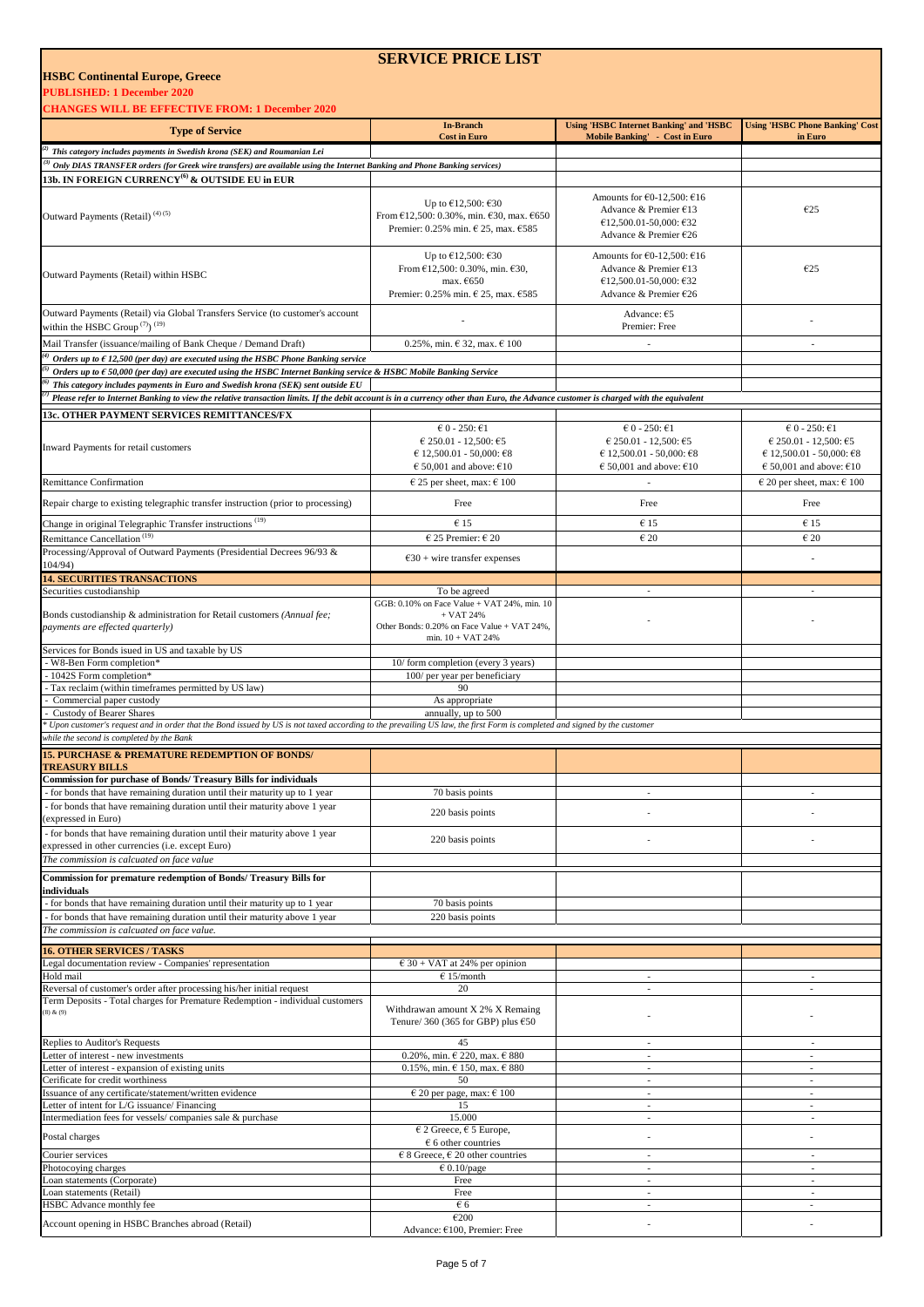# SERVICE PRICE LIST

**HSBC Continental Europe, Greece**

**PUBLISHED: 1 December 2020**

**CHANGES WILL BE EFFECTIVE FROM: 1 December 2020**

| Type of Service | In-Branch Cost in Euro | Using 'HSBC Internet Banking' and 'HSBC Mobile Banking' - Cost in Euro | Using 'HSBC Phone Banking' Cost in Euro |
|---|---|---|---|
| *(2) This category includes payments in Swedish krona (SEK) and Roumanian Lei* | | | |
| *(3) Only DIAS TRANSFER orders (for Greek wire transfers) are available using the Internet Banking and Phone Banking services)* | | | |
| **13b. IN FOREIGN CURRENCY(6) & OUTSIDE EU in EUR** | | | |
| Outward Payments (Retail) (4) (5) | Up to €12,500: €30<br>From €12,500: 0.30%, min. €30, max. €650<br>Premier: 0.25% min. € 25, max. €585 | Amounts for €0-12,500: €16<br>Advance & Premier €13<br>€12,500.01-50,000: €32<br>Advance & Premier €26 | €25 |
| Outward Payments (Retail) within HSBC | Up to €12,500: €30<br>From €12,500: 0.30%, min. €30, max. €650<br>Premier: 0.25% min. € 25, max. €585 | Amounts for €0-12,500: €16<br>Advance & Premier €13<br>€12,500.01-50,000: €32<br>Advance & Premier €26 | €25 |
| Outward Payments (Retail) via Global Transfers Service (to customer's account within the HSBC Group (7)) (19) | - | Advance: €5<br>Premier: Free | - |
| Mail Transfer (issuance/mailing of Bank Cheque / Demand Draft) | 0.25%, min. € 32, max. € 100 | - | - |
| *(4) Orders up to € 12,500 (per day) are executed using the HSBC Phone Banking service* | | | |
| *(5) Orders up to € 50,000 (per day) are executed using the HSBC Internet Banking service & HSBC Mobile Banking Service* | | | |
| *(6) This category includes payments in Euro and Swedish krona (SEK) sent outside EU* | | | |
| *(7) Please refer to Internet Banking to view the relative transaction limits. If the debit account is in a currency other than Euro, the Advance customer is charged with the equivalent* | | | |
| **13c. OTHER PAYMENT SERVICES REMITTANCES/FX** | | | |
| Inward Payments for retail customers | € 0 - 250: €1<br>€ 250.01 - 12,500: €5<br>€ 12,500.01 - 50,000: €8<br>€ 50,001 and above: €10 | € 0 - 250: €1<br>€ 250.01 - 12,500: €5<br>€ 12,500.01 - 50,000: €8<br>€ 50,001 and above: €10 | € 0 - 250: €1<br>€ 250.01 - 12,500: €5<br>€ 12,500.01 - 50,000: €8<br>€ 50,001 and above: €10 |
| Remittance Confirmation | € 25 per sheet, max: € 100 | - | € 20 per sheet, max: € 100 |
| Repair charge to existing telegraphic transfer instruction (prior to processing) | Free | Free | Free |
| Change in original Telegraphic Transfer instructions (19) | € 15 | € 15 | € 15 |
| Remittance Cancellation (19) | € 25 Premier: € 20 | € 20 | € 20 |
| Processing/Approval of Outward Payments (Presidential Decrees 96/93 & 104/94) | €30 + wire transfer expenses | | - |
| **14. SECURITIES TRANSACTIONS** | | | |
| Securities custodianship | To be agreed | - | - |
| Bonds custodianship & administration for Retail customers *(Annual fee; payments are effected quarterly)* | GGB: 0.10% on Face Value + VAT 24%, min. 10 + VAT 24%<br>Other Bonds: 0.20% on Face Value + VAT 24%, min. 10 + VAT 24% | - | - |
| Services for Bonds isued in US and taxable by US | | | |
| - W8-Ben Form completion* | 10/ form completion (every 3 years) | | |
| - 1042S Form completion* | 100/ per year per beneficiary | | |
| - Tax reclaim (within timeframes permitted by US law) | 90 | | |
| - Commercial paper custody | As appropriate | | |
| - Custody of Bearer Shares | annually, up to 500 | | |
| *\* Upon customer's request and in order that the Bond issued by US is not taxed according to the prevailing US law, the first Form is completed and signed by the customer while the second is completed by the Bank* | | | |
| **15. PURCHASE & PREMATURE REDEMPTION OF BONDS/ TREASURY BILLS** | | | |
| **Commission for purchase of Bonds/ Treasury Bills for individuals** | | | |
| - for bonds that have remaining duration until their maturity up to 1 year | 70 basis points | - | - |
| - for bonds that have remaining duration until their maturity above 1 year (expressed in Euro) | 220 basis points | - | - |
| - for bonds that have remaining duration until their maturity above 1 year expressed in other currencies (i.e. except Euro) | 220 basis points | - | - |
| *The commission is calcuated on face value* | | | |
| **Commission for premature redemption of Bonds/ Treasury Bills for individuals** | | | |
| - for bonds that have remaining duration until their maturity up to 1 year | 70 basis points | | |
| - for bonds that have remaining duration until their maturity above 1 year | 220 basis points | | |
| *The commission is calcuated on face value.* | | | |
| **16. OTHER SERVICES / TASKS** | | | |
| Legal documentation review - Companies' representation | € 30 + VAT at 24% per opinion | | |
| Hold mail | € 15/month | - | - |
| Reversal of customer's order after processing his/her initial request | 20 | - | - |
| Term Deposits - Total charges for Premature Redemption - individual customers (8) & (9) | Withdrawan amount X 2% X Remaing Tenure/ 360 (365 for GBP) plus €50 | - | - |
| Replies to Auditor's Requests | 45 | - | - |
| Letter of interest - new investments | 0.20%, min. € 220, max. € 880 | - | - |
| Letter of interest - expansion of existing units | 0.15%, min. € 150, max. € 880 | - | - |
| Cerificate for credit worthiness | 50 | - | - |
| Issuance of any certificate/statement/written evidence | € 20 per page, max: € 100 | - | - |
| Letter of intent for L/G issuance/ Financing | 15 | - | - |
| Intermediation fees for vessels/ companies sale & purchase | 15.000 | - | - |
| Postal charges | € 2 Greece, € 5 Europe,<br>€ 6 other countries | - | - |
| Courier services | € 8 Greece, € 20 other countries | - | - |
| Photocoying charges | € 0.10/page | - | - |
| Loan statements (Corporate) | Free | - | - |
| Loan statements (Retail) | Free | - | - |
| HSBC Advance monthly fee | € 6 | - | - |
| Account opening in HSBC Branches abroad (Retail) | €200<br>Advance: €100, Premier: Free | - | - |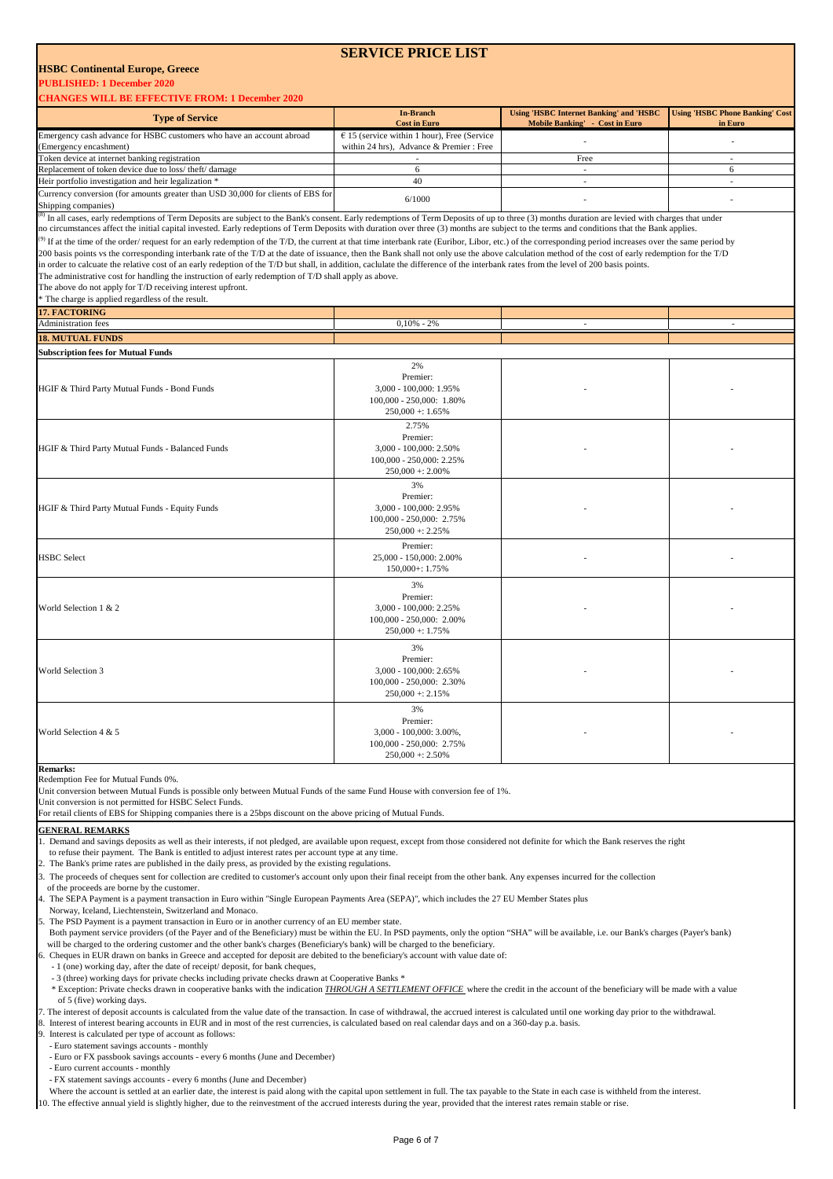# SERVICE PRICE LIST

**HSBC Continental Europe, Greece**

**PUBLISHED: 1 December 2020**

**CHANGES WILL BE EFFECTIVE FROM: 1 December 2020**

| Type of Service | In-Branch Cost in Euro | Using 'HSBC Internet Banking' and 'HSBC Mobile Banking' - Cost in Euro | Using 'HSBC Phone Banking' Cost in Euro |
|---|---|---|---|
| Emergency cash advance for HSBC customers who have an account abroad (Emergency encashment) | € 15 (service within 1 hour), Free (Service within 24 hrs), Advance & Premier : Free | - | - |
| Token device at internet banking registration | - | Free | - |
| Replacement of token device due to loss/ theft/ damage | 6 | - | 6 |
| Heir portfolio investigation and heir legalization * | 40 | - | - |
| Currency conversion (for amounts greater than USD 30,000 for clients of EBS for Shipping companies) | 6/1000 | - | - |

[8] In all cases, early redemptions of Term Deposits are subject to the Bank's consent. Early redemptions of Term Deposits of up to three (3) months duration are levied with charges that under no circumstances affect the initial capital invested. Early redeptions of Term Deposits with duration over three (3) months are subject to the terms and conditions that the Bank applies.

[9] If at the time of the order/ request for an early redemption of the T/D, the current at that time interbank rate (Euribor, Libor, etc.) of the corresponding period increases over the same period by 200 basis points vs the corresponding interbank rate of the T/D at the date of issuance, then the Bank shall not only use the above calculation method of the cost of early redemption for the T/D in order to calcuate the relative cost of an early redeption of the T/D but shall, in addition, caclulate the difference of the interbank rates from the level of 200 basis points.

The administrative cost for handling the instruction of early redemption of T/D shall apply as above.

The above do not apply for T/D receiving interest upfront.

* The charge is applied regardless of the result.

| Type of Service | In-Branch Cost in Euro | Using 'HSBC Internet Banking' and 'HSBC Mobile Banking' - Cost in Euro | Using 'HSBC Phone Banking' Cost in Euro |
|---|---|---|---|
| **17. FACTORING** | | | |
| Administration fees | 0,10% - 2% | - | - |
| **18. MUTUAL FUNDS** | | | |
| **Subscription fees for Mutual Funds** | | | |
| HGIF & Third Party Mutual Funds - Bond Funds | 2%<br>Premier:<br>3,000 - 100,000: 1.95%<br>100,000 - 250,000: 1.80%<br>250,000 +: 1.65% | - | - |
| HGIF & Third Party Mutual Funds - Balanced Funds | 2.75%<br>Premier:<br>3,000 - 100,000: 2.50%<br>100,000 - 250,000: 2.25%<br>250,000 +: 2.00% | - | - |
| HGIF & Third Party Mutual Funds - Equity Funds | 3%<br>Premier:<br>3,000 - 100,000: 2.95%<br>100,000 - 250,000: 2.75%<br>250,000 +: 2.25% | - | - |
| HSBC Select | Premier:<br>25,000 - 150,000: 2.00%<br>150,000+: 1.75% | - | - |
| World Selection 1 & 2 | 3%<br>Premier:<br>3,000 - 100,000: 2.25%<br>100,000 - 250,000: 2.00%<br>250,000 +: 1.75% | - | - |
| World Selection 3 | 3%<br>Premier:<br>3,000 - 100,000: 2.65%<br>100,000 - 250,000: 2.30%<br>250,000 +: 2.15% | - | - |
| World Selection 4 & 5 | 3%<br>Premier:<br>3,000 - 100,000: 3.00%,<br>100,000 - 250,000: 2.75%<br>250,000 +: 2.50% | - | - |

**Remarks:**

Redemption Fee for Mutual Funds 0%.

Unit conversion between Mutual Funds is possible only between Mutual Funds of the same Fund House with conversion fee of 1%.

Unit conversion is not permitted for HSBC Select Funds.

For retail clients of EBS for Shipping companies there is a 25bps discount on the above pricing of Mutual Funds.

**GENERAL REMARKS**

1. Demand and savings deposits as well as their interests, if not pledged, are available upon request, except from those considered not definite for which the Bank reserves the right to refuse their payment. The Bank is entitled to adjust interest rates per account type at any time.
2. The Bank's prime rates are published in the daily press, as provided by the existing regulations.
3. The proceeds of cheques sent for collection are credited to customer's account only upon their final receipt from the other bank. Any expenses incurred for the collection of the proceeds are borne by the customer.
4. The SEPA Payment is a payment transaction in Euro within "Single European Payments Area (SEPA)", which includes the 27 EU Member States plus Norway, Iceland, Liechtenstein, Switzerland and Monaco.
5. The PSD Payment is a payment transaction in Euro or in another currency of an EU member state.
   Both payment service providers (of the Payer and of the Beneficiary) must be within the EU. In PSD payments, only the option "SHA" will be available, i.e. our Bank's charges (Payer's bank) will be charged to the ordering customer and the other bank's charges (Beneficiary's bank) will be charged to the beneficiary.
6. Cheques in EUR drawn on banks in Greece and accepted for deposit are debited to the beneficiary's account with value date of:
   - 1 (one) working day, after the date of receipt/ deposit, for bank cheques,
   - 3 (three) working days for private checks including private checks drawn at Cooperative Banks *
   * Exception: Private checks drawn in cooperative banks with the indication *THROUGH A SETTLEMENT OFFICE* where the credit in the account of the beneficiary will be made with a value of 5 (five) working days.
7. The interest of deposit accounts is calculated from the value date of the transaction. In case of withdrawal, the accrued interest is calculated until one working day prior to the withdrawal.
8. Interest of interest bearing accounts in EUR and in most of the rest currencies, is calculated based on real calendar days and on a 360-day p.a. basis.
9. Interest is calculated per type of account as follows:
   - Euro statement savings accounts - monthly
   - Euro or FX passbook savings accounts - every 6 months (June and December)
   - Euro current accounts - monthly
   - FX statement savings accounts - every 6 months (June and December)
   Where the account is settled at an earlier date, the interest is paid along with the capital upon settlement in full. The tax payable to the State in each case is withheld from the interest.
10. The effective annual yield is slightly higher, due to the reinvestment of the accrued interests during the year, provided that the interest rates remain stable or rise.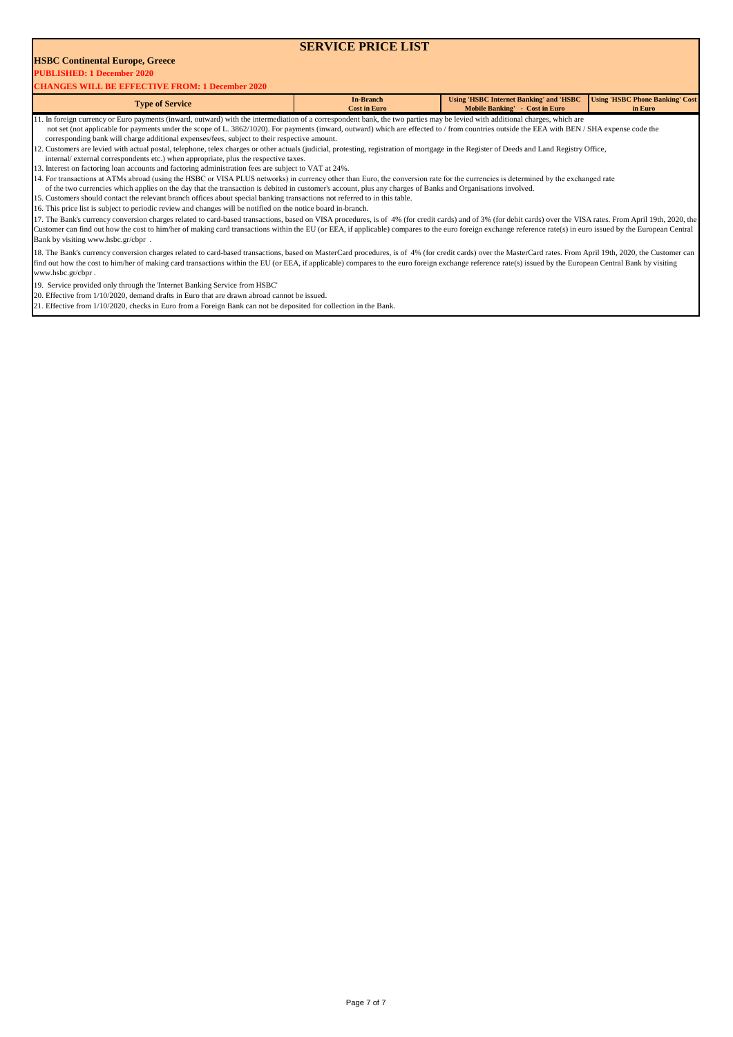# SERVICE PRICE LIST

**HSBC Continental Europe, Greece**

**PUBLISHED: 1 December 2020**

**CHANGES WILL BE EFFECTIVE FROM: 1 December 2020**

| Type of Service | In-Branch Cost in Euro | Using 'HSBC Internet Banking' and 'HSBC Mobile Banking' - Cost in Euro | Using 'HSBC Phone Banking' Cost in Euro |
|---|---|---|---|

11. In foreign currency or Euro payments (inward, outward) with the intermediation of a correspondent bank, the two parties may be levied with additional charges, which are not set (not applicable for payments under the scope of L. 3862/1020). For payments (inward, outward) which are effected to / from countries outside the EEA with BEN / SHA expense code the corresponding bank will charge additional expenses/fees, subject to their respective amount.

12. Customers are levied with actual postal, telephone, telex charges or other actuals (judicial, protesting, registration of mortgage in the Register of Deeds and Land Registry Office, internal/ external correspondents etc.) when appropriate, plus the respective taxes.

13. Interest on factoring loan accounts and factoring administration fees are subject to VAT at 24%.

14. For transactions at ATMs abroad (using the HSBC or VISA PLUS networks) in currency other than Euro, the conversion rate for the currencies is determined by the exchanged rate of the two currencies which applies on the day that the transaction is debited in customer's account, plus any charges of Banks and Organisations involved.

15. Customers should contact the relevant branch offices about special banking transactions not referred to in this table.

16. This price list is subject to periodic review and changes will be notified on the notice board in-branch.

17. The Bank's currency conversion charges related to card-based transactions, based on VISA procedures, is of 4% (for credit cards) and of 3% (for debit cards) over the VISA rates. From April 19th, 2020, the Customer can find out how the cost to him/her of making card transactions within the EU (or EEA, if applicable) compares to the euro foreign exchange reference rate(s) in euro issued by the European Central Bank by visiting www.hsbc.gr/cbpr .

18. The Bank's currency conversion charges related to card-based transactions, based on MasterCard procedures, is of 4% (for credit cards) over the MasterCard rates. From April 19th, 2020, the Customer can find out how the cost to him/her of making card transactions within the EU (or EEA, if applicable) compares to the euro foreign exchange reference rate(s) issued by the European Central Bank by visiting www.hsbc.gr/cbpr .

19. Service provided only through the 'Internet Banking Service from HSBC'

20. Effective from 1/10/2020, demand drafts in Euro that are drawn abroad cannot be issued.

21. Effective from 1/10/2020, checks in Euro from a Foreign Bank can not be deposited for collection in the Bank.